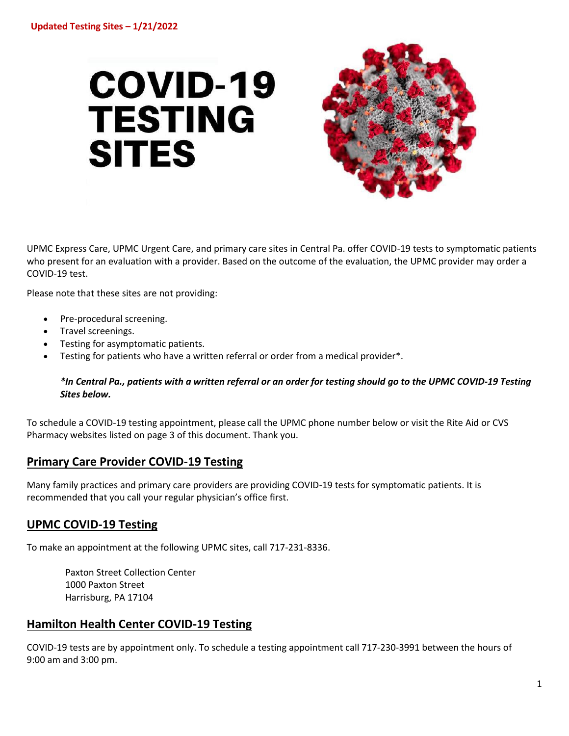**Updated Testing Sites – 1/21/2022**

# COVID-19 TESTING SITES

UPMC Express Care, UPMC Urgent Care, and primary care sites in Central Pa. offer COVID-19 tests to symptomatic patients who present for an evaluation with a provider. Based on the outcome of the evaluation, the UPMC provider may order a COVID-19 test.

Please note that these sites are not providing:

- Pre-procedural screening.
- Travel screenings.
- Testing for asymptomatic patients.
- Testing for patients who have a written referral or order from a medical provider*.

***In Central Pa., patients with a written referral or an order for testing should go to the UPMC COVID-19 Testing Sites below.***

To schedule a COVID-19 testing appointment, please call the UPMC phone number below or visit the Rite Aid or CVS Pharmacy websites listed on page 3 of this document. Thank you.

## Primary Care Provider COVID-19 Testing

Many family practices and primary care providers are providing COVID-19 tests for symptomatic patients. It is recommended that you call your regular physician's office first.

## UPMC COVID-19 Testing

To make an appointment at the following UPMC sites, call 717-231-8336.

Paxton Street Collection Center
1000 Paxton Street
Harrisburg, PA 17104

## Hamilton Health Center COVID-19 Testing

COVID-19 tests are by appointment only. To schedule a testing appointment call 717-230-3991 between the hours of 9:00 am and 3:00 pm.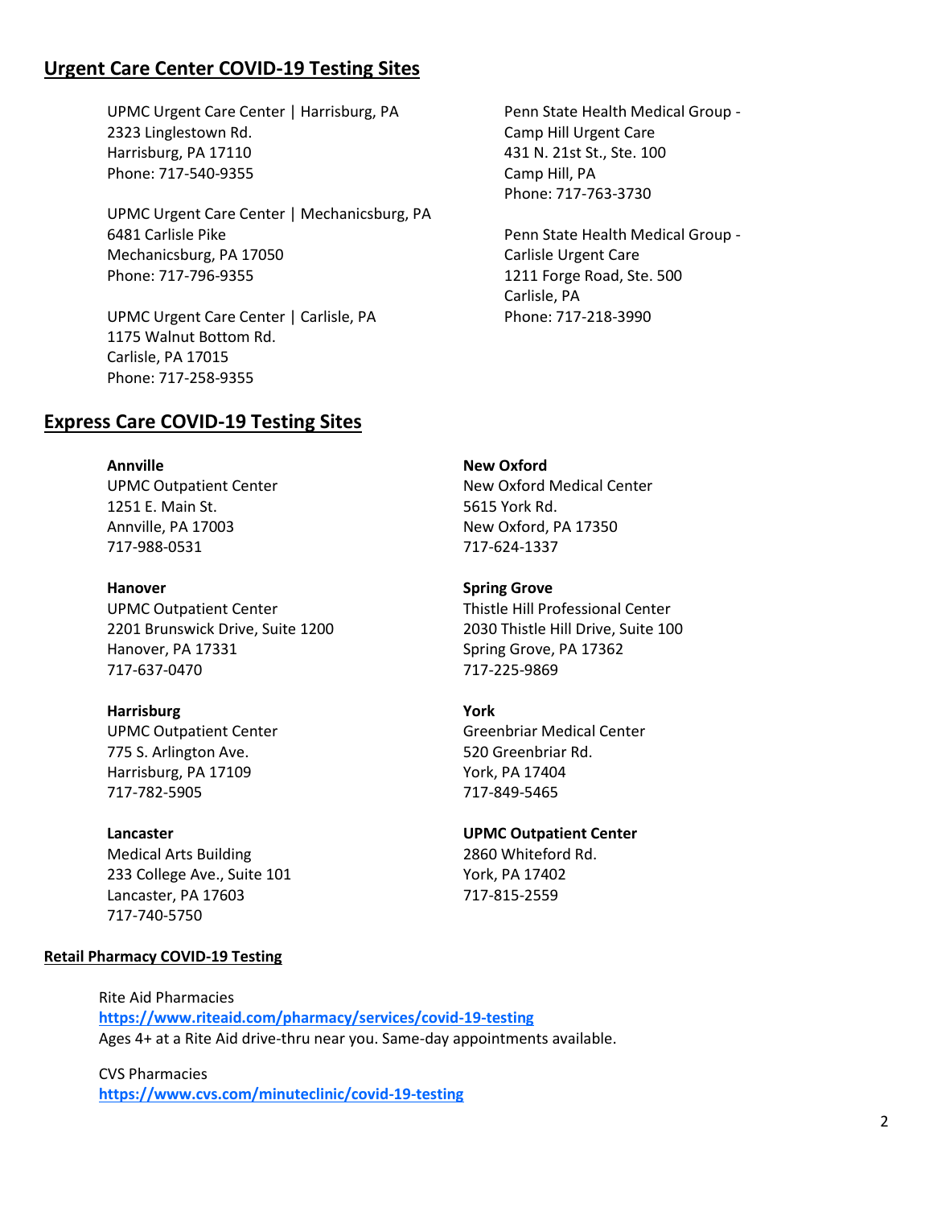## Urgent Care Center COVID-19 Testing Sites

UPMC Urgent Care Center | Harrisburg, PA
2323 Linglestown Rd.
Harrisburg, PA 17110
Phone: 717-540-9355

UPMC Urgent Care Center | Mechanicsburg, PA
6481 Carlisle Pike
Mechanicsburg, PA 17050
Phone: 717-796-9355

UPMC Urgent Care Center | Carlisle, PA
1175 Walnut Bottom Rd.
Carlisle, PA 17015
Phone: 717-258-9355

Penn State Health Medical Group - Camp Hill Urgent Care
431 N. 21st St., Ste. 100
Camp Hill, PA
Phone: 717-763-3730

Penn State Health Medical Group - Carlisle Urgent Care
1211 Forge Road, Ste. 500
Carlisle, PA
Phone: 717-218-3990

## Express Care COVID-19 Testing Sites

**Annville**
UPMC Outpatient Center
1251 E. Main St.
Annville, PA 17003
717-988-0531

**Hanover**
UPMC Outpatient Center
2201 Brunswick Drive, Suite 1200
Hanover, PA 17331
717-637-0470

**Harrisburg**
UPMC Outpatient Center
775 S. Arlington Ave.
Harrisburg, PA 17109
717-782-5905

**Lancaster**
Medical Arts Building
233 College Ave., Suite 101
Lancaster, PA 17603
717-740-5750

**New Oxford**
New Oxford Medical Center
5615 York Rd.
New Oxford, PA 17350
717-624-1337

**Spring Grove**
Thistle Hill Professional Center
2030 Thistle Hill Drive, Suite 100
Spring Grove, PA 17362
717-225-9869

**York**
Greenbriar Medical Center
520 Greenbriar Rd.
York, PA 17404
717-849-5465

**UPMC Outpatient Center**
2860 Whiteford Rd.
York, PA 17402
717-815-2559

### Retail Pharmacy COVID-19 Testing

Rite Aid Pharmacies
**https://www.riteaid.com/pharmacy/services/covid-19-testing**
Ages 4+ at a Rite Aid drive-thru near you. Same-day appointments available.

CVS Pharmacies
**https://www.cvs.com/minuteclinic/covid-19-testing**